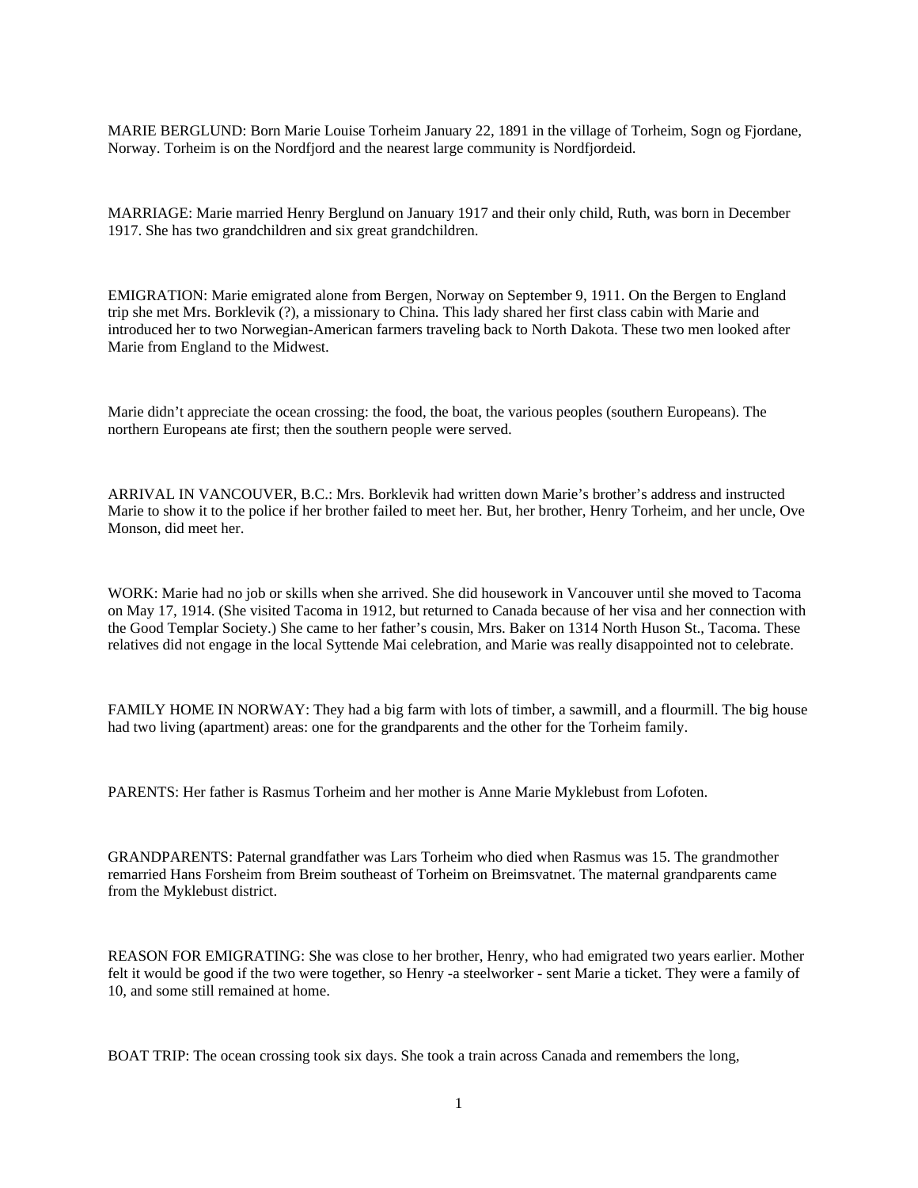MARIE BERGLUND: Born Marie Louise Torheim January 22, 1891 in the village of Torheim, Sogn og Fjordane, Norway. Torheim is on the Nordfjord and the nearest large community is Nordfjordeid.

MARRIAGE: Marie married Henry Berglund on January 1917 and their only child, Ruth, was born in December 1917. She has two grandchildren and six great grandchildren.

EMIGRATION: Marie emigrated alone from Bergen, Norway on September 9, 1911. On the Bergen to England trip she met Mrs. Borklevik (?), a missionary to China. This lady shared her first class cabin with Marie and introduced her to two Norwegian-American farmers traveling back to North Dakota. These two men looked after Marie from England to the Midwest.

Marie didn't appreciate the ocean crossing: the food, the boat, the various peoples (southern Europeans). The northern Europeans ate first; then the southern people were served.

ARRIVAL IN VANCOUVER, B.C.: Mrs. Borklevik had written down Marie's brother's address and instructed Marie to show it to the police if her brother failed to meet her. But, her brother, Henry Torheim, and her uncle, Ove Monson, did meet her.

WORK: Marie had no job or skills when she arrived. She did housework in Vancouver until she moved to Tacoma on May 17, 1914. (She visited Tacoma in 1912, but returned to Canada because of her visa and her connection with the Good Templar Society.) She came to her father's cousin, Mrs. Baker on 1314 North Huson St., Tacoma. These relatives did not engage in the local Syttende Mai celebration, and Marie was really disappointed not to celebrate.

FAMILY HOME IN NORWAY: They had a big farm with lots of timber, a sawmill, and a flourmill. The big house had two living (apartment) areas: one for the grandparents and the other for the Torheim family.

PARENTS: Her father is Rasmus Torheim and her mother is Anne Marie Myklebust from Lofoten.

GRANDPARENTS: Paternal grandfather was Lars Torheim who died when Rasmus was 15. The grandmother remarried Hans Forsheim from Breim southeast of Torheim on Breimsvatnet. The maternal grandparents came from the Myklebust district.

REASON FOR EMIGRATING: She was close to her brother, Henry, who had emigrated two years earlier. Mother felt it would be good if the two were together, so Henry -a steelworker - sent Marie a ticket. They were a family of 10, and some still remained at home.

BOAT TRIP: The ocean crossing took six days. She took a train across Canada and remembers the long,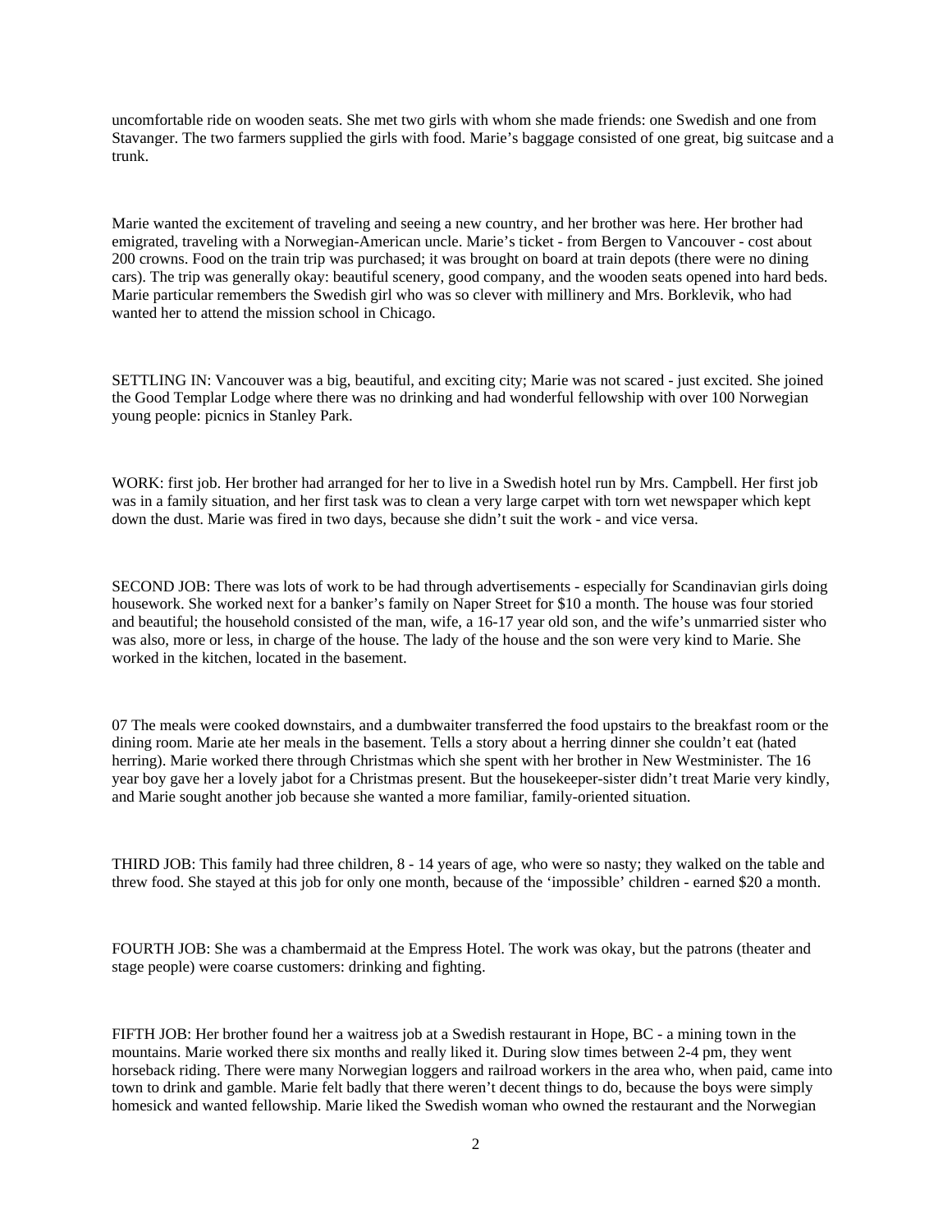uncomfortable ride on wooden seats. She met two girls with whom she made friends: one Swedish and one from Stavanger. The two farmers supplied the girls with food. Marie's baggage consisted of one great, big suitcase and a trunk.

Marie wanted the excitement of traveling and seeing a new country, and her brother was here. Her brother had emigrated, traveling with a Norwegian-American uncle. Marie's ticket - from Bergen to Vancouver - cost about 200 crowns. Food on the train trip was purchased; it was brought on board at train depots (there were no dining cars). The trip was generally okay: beautiful scenery, good company, and the wooden seats opened into hard beds. Marie particular remembers the Swedish girl who was so clever with millinery and Mrs. Borklevik, who had wanted her to attend the mission school in Chicago.

SETTLING IN: Vancouver was a big, beautiful, and exciting city; Marie was not scared - just excited. She joined the Good Templar Lodge where there was no drinking and had wonderful fellowship with over 100 Norwegian young people: picnics in Stanley Park.

WORK: first job. Her brother had arranged for her to live in a Swedish hotel run by Mrs. Campbell. Her first job was in a family situation, and her first task was to clean a very large carpet with torn wet newspaper which kept down the dust. Marie was fired in two days, because she didn't suit the work - and vice versa.

SECOND JOB: There was lots of work to be had through advertisements - especially for Scandinavian girls doing housework. She worked next for a banker's family on Naper Street for $10 a month. The house was four storied and beautiful; the household consisted of the man, wife, a 16-17 year old son, and the wife's unmarried sister who was also, more or less, in charge of the house. The lady of the house and the son were very kind to Marie. She worked in the kitchen, located in the basement.

07 The meals were cooked downstairs, and a dumbwaiter transferred the food upstairs to the breakfast room or the dining room. Marie ate her meals in the basement. Tells a story about a herring dinner she couldn't eat (hated herring). Marie worked there through Christmas which she spent with her brother in New Westminister. The 16 year boy gave her a lovely jabot for a Christmas present. But the housekeeper-sister didn't treat Marie very kindly, and Marie sought another job because she wanted a more familiar, family-oriented situation.

THIRD JOB: This family had three children, 8 - 14 years of age, who were so nasty; they walked on the table and threw food. She stayed at this job for only one month, because of the 'impossible' children - earned $20 a month.

FOURTH JOB: She was a chambermaid at the Empress Hotel. The work was okay, but the patrons (theater and stage people) were coarse customers: drinking and fighting.

FIFTH JOB: Her brother found her a waitress job at a Swedish restaurant in Hope, BC - a mining town in the mountains. Marie worked there six months and really liked it. During slow times between 2-4 pm, they went horseback riding. There were many Norwegian loggers and railroad workers in the area who, when paid, came into town to drink and gamble. Marie felt badly that there weren't decent things to do, because the boys were simply homesick and wanted fellowship. Marie liked the Swedish woman who owned the restaurant and the Norwegian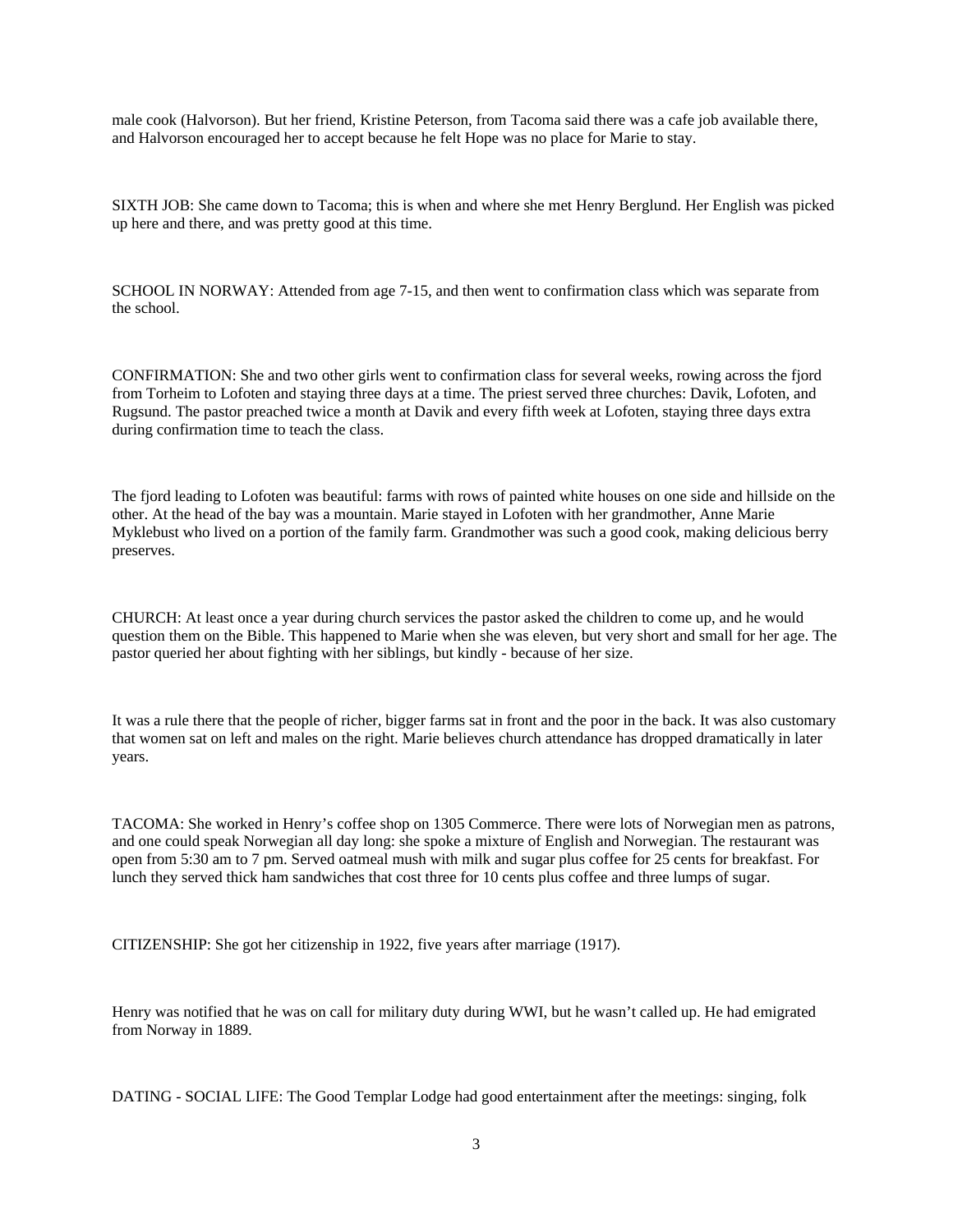male cook (Halvorson). But her friend, Kristine Peterson, from Tacoma said there was a cafe job available there, and Halvorson encouraged her to accept because he felt Hope was no place for Marie to stay.

SIXTH JOB: She came down to Tacoma; this is when and where she met Henry Berglund. Her English was picked up here and there, and was pretty good at this time.

SCHOOL IN NORWAY: Attended from age 7-15, and then went to confirmation class which was separate from the school.

CONFIRMATION: She and two other girls went to confirmation class for several weeks, rowing across the fjord from Torheim to Lofoten and staying three days at a time. The priest served three churches: Davik, Lofoten, and Rugsund. The pastor preached twice a month at Davik and every fifth week at Lofoten, staying three days extra during confirmation time to teach the class.

The fjord leading to Lofoten was beautiful: farms with rows of painted white houses on one side and hillside on the other. At the head of the bay was a mountain. Marie stayed in Lofoten with her grandmother, Anne Marie Myklebust who lived on a portion of the family farm. Grandmother was such a good cook, making delicious berry preserves.

CHURCH: At least once a year during church services the pastor asked the children to come up, and he would question them on the Bible. This happened to Marie when she was eleven, but very short and small for her age. The pastor queried her about fighting with her siblings, but kindly - because of her size.

It was a rule there that the people of richer, bigger farms sat in front and the poor in the back. It was also customary that women sat on left and males on the right. Marie believes church attendance has dropped dramatically in later years.

TACOMA: She worked in Henry's coffee shop on 1305 Commerce. There were lots of Norwegian men as patrons, and one could speak Norwegian all day long: she spoke a mixture of English and Norwegian. The restaurant was open from 5:30 am to 7 pm. Served oatmeal mush with milk and sugar plus coffee for 25 cents for breakfast. For lunch they served thick ham sandwiches that cost three for 10 cents plus coffee and three lumps of sugar.

CITIZENSHIP: She got her citizenship in 1922, five years after marriage (1917).

Henry was notified that he was on call for military duty during WWI, but he wasn't called up. He had emigrated from Norway in 1889.

DATING - SOCIAL LIFE: The Good Templar Lodge had good entertainment after the meetings: singing, folk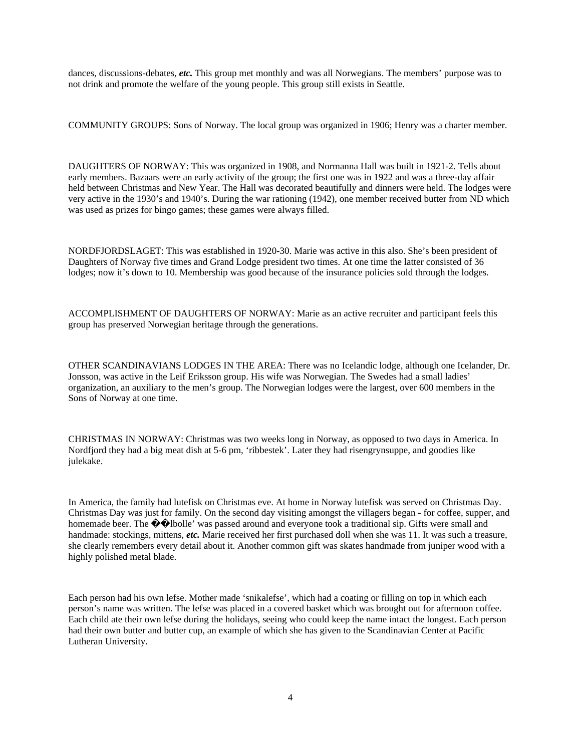dances, discussions-debates, ***etc.*** This group met monthly and was all Norwegians. The members' purpose was to not drink and promote the welfare of the young people. This group still exists in Seattle.

COMMUNITY GROUPS: Sons of Norway. The local group was organized in 1906; Henry was a charter member.

DAUGHTERS OF NORWAY: This was organized in 1908, and Normanna Hall was built in 1921-2. Tells about early members. Bazaars were an early activity of the group; the first one was in 1922 and was a three-day affair held between Christmas and New Year. The Hall was decorated beautifully and dinners were held. The lodges were very active in the 1930's and 1940's. During the war rationing (1942), one member received butter from ND which was used as prizes for bingo games; these games were always filled.

NORDFJORDSLAGET: This was established in 1920-30. Marie was active in this also. She's been president of Daughters of Norway five times and Grand Lodge president two times. At one time the latter consisted of 36 lodges; now it's down to 10. Membership was good because of the insurance policies sold through the lodges.

ACCOMPLISHMENT OF DAUGHTERS OF NORWAY: Marie as an active recruiter and participant feels this group has preserved Norwegian heritage through the generations.

OTHER SCANDINAVIANS LODGES IN THE AREA: There was no Icelandic lodge, although one Icelander, Dr. Jonsson, was active in the Leif Eriksson group. His wife was Norwegian. The Swedes had a small ladies' organization, an auxiliary to the men's group. The Norwegian lodges were the largest, over 600 members in the Sons of Norway at one time.

CHRISTMAS IN NORWAY: Christmas was two weeks long in Norway, as opposed to two days in America. In Nordfjord they had a big meat dish at 5-6 pm, 'ribbestek'. Later they had risengrynsuppe, and goodies like julekake.

In America, the family had lutefisk on Christmas eve. At home in Norway lutefisk was served on Christmas Day. Christmas Day was just for family. On the second day visiting amongst the villagers began - for coffee, supper, and homemade beer. The ��lbolle' was passed around and everyone took a traditional sip. Gifts were small and handmade: stockings, mittens, ***etc.*** Marie received her first purchased doll when she was 11. It was such a treasure, she clearly remembers every detail about it. Another common gift was skates handmade from juniper wood with a highly polished metal blade.

Each person had his own lefse. Mother made 'snikalefse', which had a coating or filling on top in which each person's name was written. The lefse was placed in a covered basket which was brought out for afternoon coffee. Each child ate their own lefse during the holidays, seeing who could keep the name intact the longest. Each person had their own butter and butter cup, an example of which she has given to the Scandinavian Center at Pacific Lutheran University.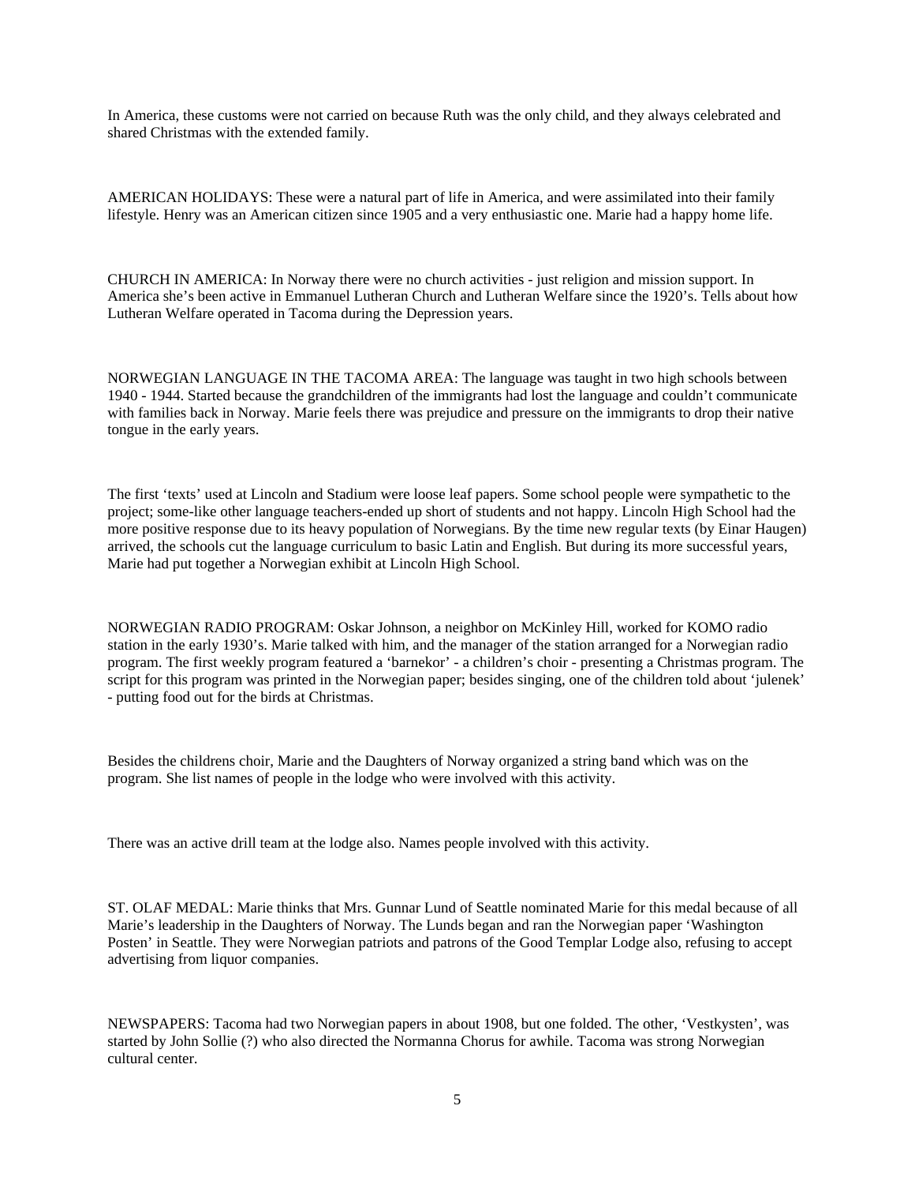In America, these customs were not carried on because Ruth was the only child, and they always celebrated and shared Christmas with the extended family.

AMERICAN HOLIDAYS: These were a natural part of life in America, and were assimilated into their family lifestyle. Henry was an American citizen since 1905 and a very enthusiastic one. Marie had a happy home life.

CHURCH IN AMERICA: In Norway there were no church activities - just religion and mission support. In America she's been active in Emmanuel Lutheran Church and Lutheran Welfare since the 1920's. Tells about how Lutheran Welfare operated in Tacoma during the Depression years.

NORWEGIAN LANGUAGE IN THE TACOMA AREA: The language was taught in two high schools between 1940 - 1944. Started because the grandchildren of the immigrants had lost the language and couldn't communicate with families back in Norway. Marie feels there was prejudice and pressure on the immigrants to drop their native tongue in the early years.

The first 'texts' used at Lincoln and Stadium were loose leaf papers. Some school people were sympathetic to the project; some-like other language teachers-ended up short of students and not happy. Lincoln High School had the more positive response due to its heavy population of Norwegians. By the time new regular texts (by Einar Haugen) arrived, the schools cut the language curriculum to basic Latin and English. But during its more successful years, Marie had put together a Norwegian exhibit at Lincoln High School.

NORWEGIAN RADIO PROGRAM: Oskar Johnson, a neighbor on McKinley Hill, worked for KOMO radio station in the early 1930's. Marie talked with him, and the manager of the station arranged for a Norwegian radio program. The first weekly program featured a 'barnekor' - a children's choir - presenting a Christmas program. The script for this program was printed in the Norwegian paper; besides singing, one of the children told about 'julenek' - putting food out for the birds at Christmas.

Besides the childrens choir, Marie and the Daughters of Norway organized a string band which was on the program. She list names of people in the lodge who were involved with this activity.

There was an active drill team at the lodge also. Names people involved with this activity.

ST. OLAF MEDAL: Marie thinks that Mrs. Gunnar Lund of Seattle nominated Marie for this medal because of all Marie's leadership in the Daughters of Norway. The Lunds began and ran the Norwegian paper 'Washington Posten' in Seattle. They were Norwegian patriots and patrons of the Good Templar Lodge also, refusing to accept advertising from liquor companies.

NEWSPAPERS: Tacoma had two Norwegian papers in about 1908, but one folded. The other, 'Vestkysten', was started by John Sollie (?) who also directed the Normanna Chorus for awhile. Tacoma was strong Norwegian cultural center.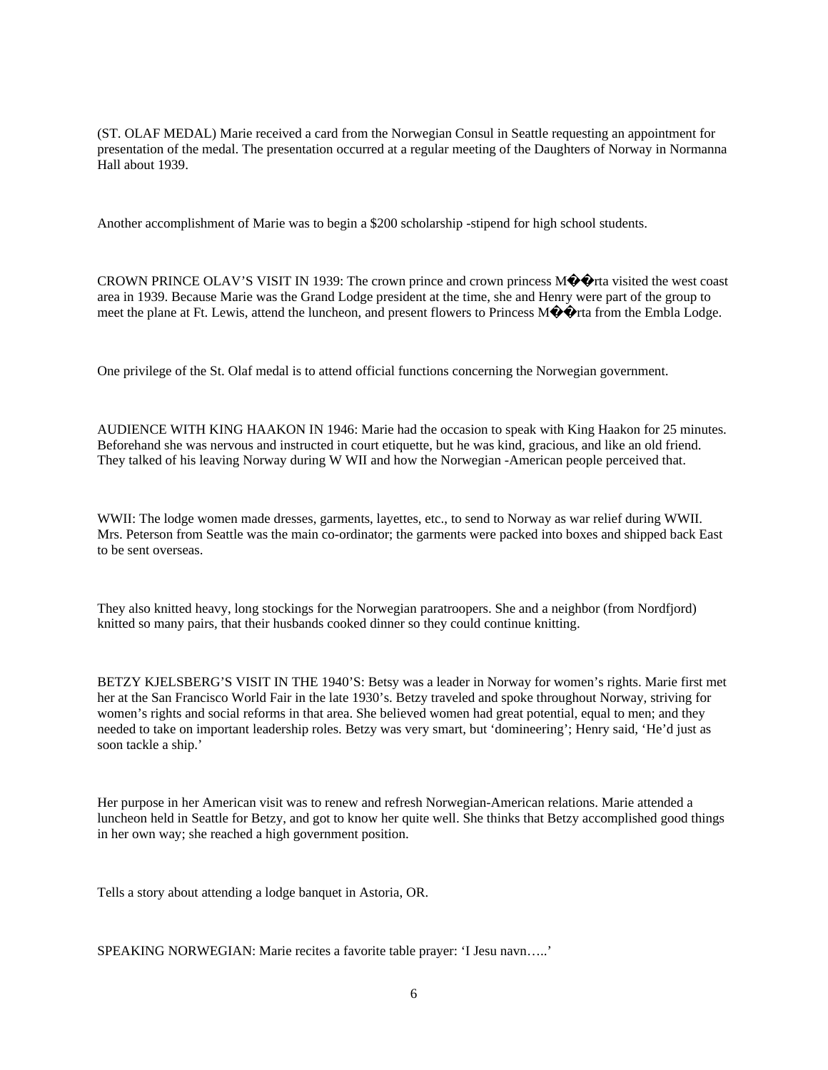(ST. OLAF MEDAL) Marie received a card from the Norwegian Consul in Seattle requesting an appointment for presentation of the medal. The presentation occurred at a regular meeting of the Daughters of Norway in Normanna Hall about 1939.

Another accomplishment of Marie was to begin a $200 scholarship -stipend for high school students.

CROWN PRINCE OLAV'S VISIT IN 1939: The crown prince and crown princess M��rta visited the west coast area in 1939. Because Marie was the Grand Lodge president at the time, she and Henry were part of the group to meet the plane at Ft. Lewis, attend the luncheon, and present flowers to Princess M��rta from the Embla Lodge.

One privilege of the St. Olaf medal is to attend official functions concerning the Norwegian government.

AUDIENCE WITH KING HAAKON IN 1946: Marie had the occasion to speak with King Haakon for 25 minutes. Beforehand she was nervous and instructed in court etiquette, but he was kind, gracious, and like an old friend. They talked of his leaving Norway during W WII and how the Norwegian -American people perceived that.

WWII: The lodge women made dresses, garments, layettes, etc., to send to Norway as war relief during WWII. Mrs. Peterson from Seattle was the main co-ordinator; the garments were packed into boxes and shipped back East to be sent overseas.

They also knitted heavy, long stockings for the Norwegian paratroopers. She and a neighbor (from Nordfjord) knitted so many pairs, that their husbands cooked dinner so they could continue knitting.

BETZY KJELSBERG'S VISIT IN THE 1940'S: Betsy was a leader in Norway for women's rights. Marie first met her at the San Francisco World Fair in the late 1930's. Betzy traveled and spoke throughout Norway, striving for women's rights and social reforms in that area. She believed women had great potential, equal to men; and they needed to take on important leadership roles. Betzy was very smart, but 'domineering'; Henry said, 'He'd just as soon tackle a ship.'

Her purpose in her American visit was to renew and refresh Norwegian-American relations. Marie attended a luncheon held in Seattle for Betzy, and got to know her quite well. She thinks that Betzy accomplished good things in her own way; she reached a high government position.

Tells a story about attending a lodge banquet in Astoria, OR.

SPEAKING NORWEGIAN: Marie recites a favorite table prayer: 'I Jesu navn…..'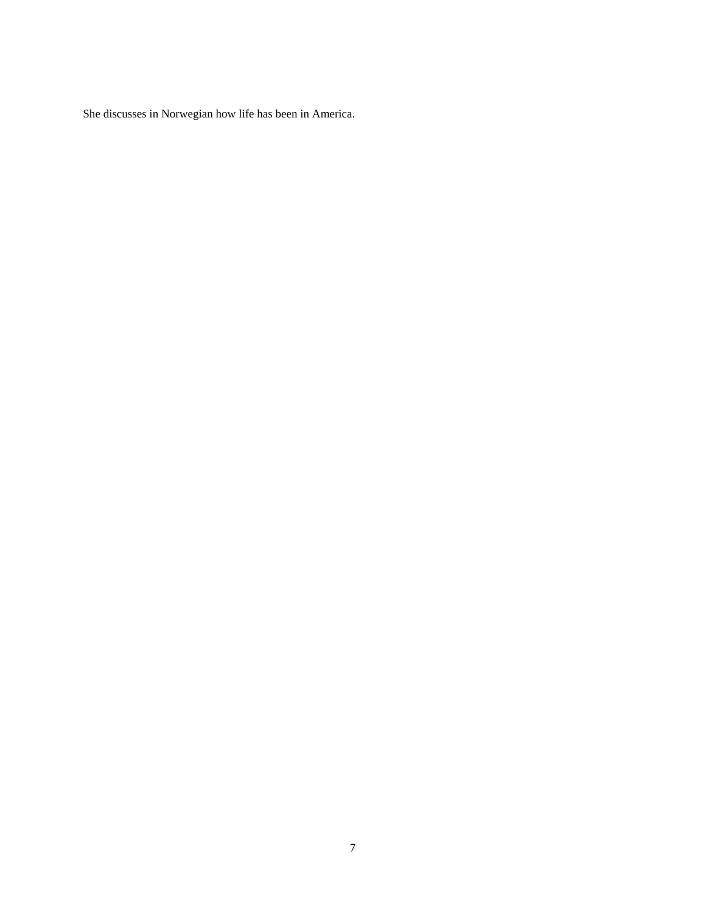She discusses in Norwegian how life has been in America.